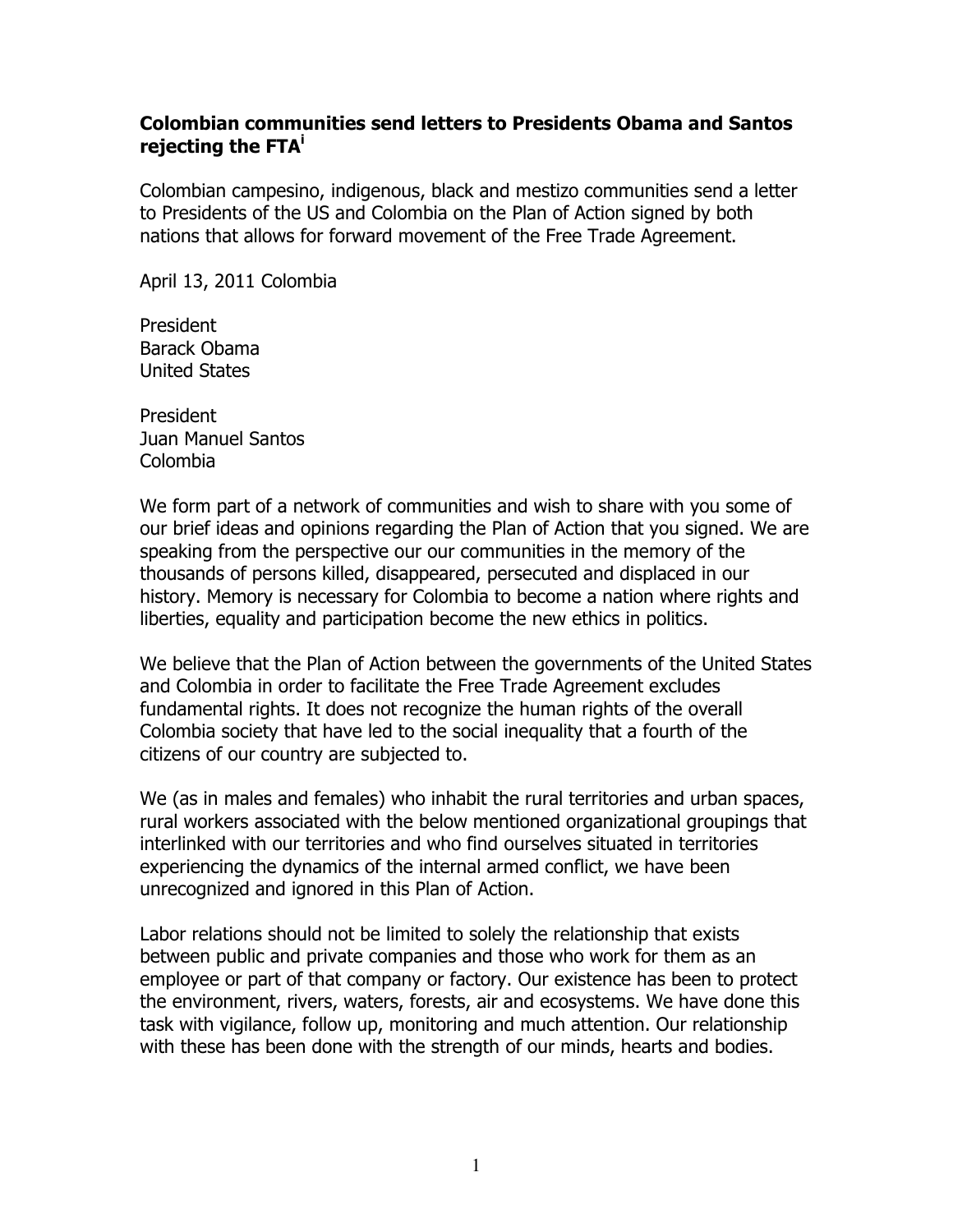**Colombian communities send letters to Presidents Obama and Santos rejecting the FTA[i]**

Colombian campesino, indigenous, black and mestizo communities send a letter to Presidents of the US and Colombia on the Plan of Action signed by both nations that allows for forward movement of the Free Trade Agreement.

April 13, 2011 Colombia

President  
Barack Obama  
United States

President  
Juan Manuel Santos  
Colombia

We form part of a network of communities and wish to share with you some of our brief ideas and opinions regarding the Plan of Action that you signed. We are speaking from the perspective our our communities in the memory of the thousands of persons killed, disappeared, persecuted and displaced in our history. Memory is necessary for Colombia to become a nation where rights and liberties, equality and participation become the new ethics in politics.

We believe that the Plan of Action between the governments of the United States and Colombia in order to facilitate the Free Trade Agreement excludes fundamental rights. It does not recognize the human rights of the overall Colombia society that have led to the social inequality that a fourth of the citizens of our country are subjected to.

We (as in males and females) who inhabit the rural territories and urban spaces, rural workers associated with the below mentioned organizational groupings that interlinked with our territories and who find ourselves situated in territories experiencing the dynamics of the internal armed conflict, we have been unrecognized and ignored in this Plan of Action.

Labor relations should not be limited to solely the relationship that exists between public and private companies and those who work for them as an employee or part of that company or factory. Our existence has been to protect the environment, rivers, waters, forests, air and ecosystems. We have done this task with vigilance, follow up, monitoring and much attention. Our relationship with these has been done with the strength of our minds, hearts and bodies.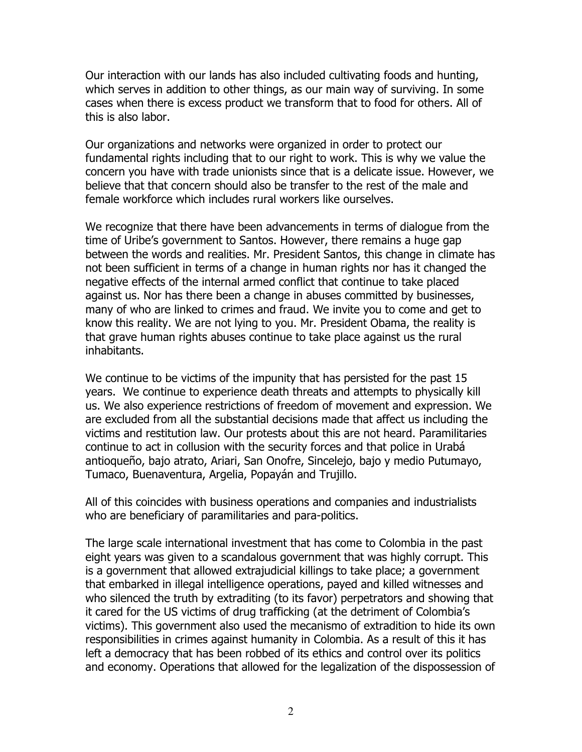Our interaction with our lands has also included cultivating foods and hunting, which serves in addition to other things, as our main way of surviving. In some cases when there is excess product we transform that to food for others. All of this is also labor.

Our organizations and networks were organized in order to protect our fundamental rights including that to our right to work. This is why we value the concern you have with trade unionists since that is a delicate issue. However, we believe that that concern should also be transfer to the rest of the male and female workforce which includes rural workers like ourselves.

We recognize that there have been advancements in terms of dialogue from the time of Uribe's government to Santos. However, there remains a huge gap between the words and realities. Mr. President Santos, this change in climate has not been sufficient in terms of a change in human rights nor has it changed the negative effects of the internal armed conflict that continue to take placed against us. Nor has there been a change in abuses committed by businesses, many of who are linked to crimes and fraud. We invite you to come and get to know this reality. We are not lying to you. Mr. President Obama, the reality is that grave human rights abuses continue to take place against us the rural inhabitants.

We continue to be victims of the impunity that has persisted for the past 15 years. We continue to experience death threats and attempts to physically kill us. We also experience restrictions of freedom of movement and expression. We are excluded from all the substantial decisions made that affect us including the victims and restitution law. Our protests about this are not heard. Paramilitaries continue to act in collusion with the security forces and that police in Urabá antioqueño, bajo atrato, Ariari, San Onofre, Sincelejo, bajo y medio Putumayo, Tumaco, Buenaventura, Argelia, Popayán and Trujillo.

All of this coincides with business operations and companies and industrialists who are beneficiary of paramilitaries and para-politics.

The large scale international investment that has come to Colombia in the past eight years was given to a scandalous government that was highly corrupt. This is a government that allowed extrajudicial killings to take place; a government that embarked in illegal intelligence operations, payed and killed witnesses and who silenced the truth by extraditing (to its favor) perpetrators and showing that it cared for the US victims of drug trafficking (at the detriment of Colombia's victims). This government also used the mecanismo of extradition to hide its own responsibilities in crimes against humanity in Colombia. As a result of this it has left a democracy that has been robbed of its ethics and control over its politics and economy. Operations that allowed for the legalization of the dispossession of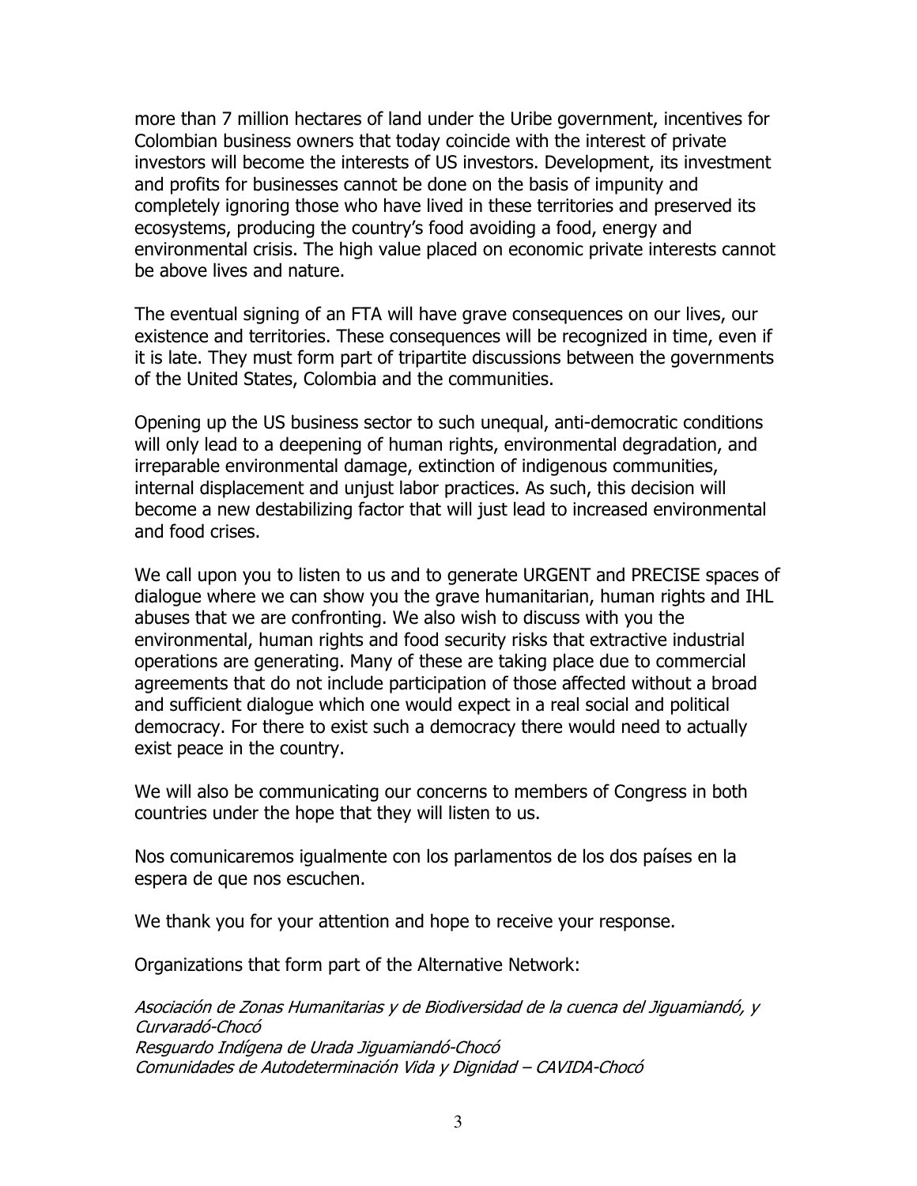more than 7 million hectares of land under the Uribe government, incentives for Colombian business owners that today coincide with the interest of private investors will become the interests of US investors. Development, its investment and profits for businesses cannot be done on the basis of impunity and completely ignoring those who have lived in these territories and preserved its ecosystems, producing the country's food avoiding a food, energy and environmental crisis. The high value placed on economic private interests cannot be above lives and nature.

The eventual signing of an FTA will have grave consequences on our lives, our existence and territories. These consequences will be recognized in time, even if it is late. They must form part of tripartite discussions between the governments of the United States, Colombia and the communities.

Opening up the US business sector to such unequal, anti-democratic conditions will only lead to a deepening of human rights, environmental degradation, and irreparable environmental damage, extinction of indigenous communities, internal displacement and unjust labor practices. As such, this decision will become a new destabilizing factor that will just lead to increased environmental and food crises.

We call upon you to listen to us and to generate URGENT and PRECISE spaces of dialogue where we can show you the grave humanitarian, human rights and IHL abuses that we are confronting. We also wish to discuss with you the environmental, human rights and food security risks that extractive industrial operations are generating. Many of these are taking place due to commercial agreements that do not include participation of those affected without a broad and sufficient dialogue which one would expect in a real social and political democracy. For there to exist such a democracy there would need to actually exist peace in the country.

We will also be communicating our concerns to members of Congress in both countries under the hope that they will listen to us.

Nos comunicaremos igualmente con los parlamentos de los dos países en la espera de que nos escuchen.

We thank you for your attention and hope to receive your response.

Organizations that form part of the Alternative Network:

*Asociación de Zonas Humanitarias y de Biodiversidad de la cuenca del Jiguamiandó, y Curvaradó-Chocó*
*Resguardo Indígena de Urada Jiguamiandó-Chocó*
*Comunidades de Autodeterminación Vida y Dignidad – CAVIDA-Chocó*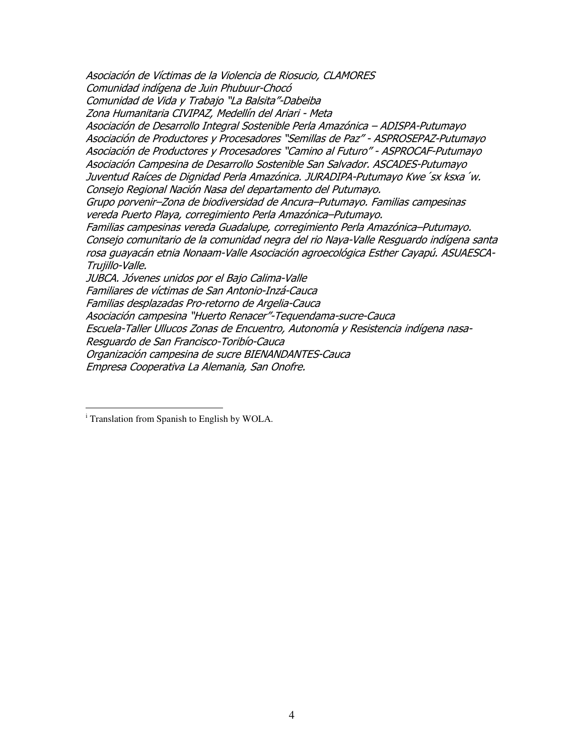*Asociación de Víctimas de la Violencia de Riosucio, CLAMORES*
*Comunidad indígena de Juin Phubuur-Chocó*
*Comunidad de Vida y Trabajo "La Balsita"-Dabeiba*
*Zona Humanitaria CIVIPAZ, Medellín del Ariari - Meta*
*Asociación de Desarrollo Integral Sostenible Perla Amazónica – ADISPA-Putumayo*
*Asociación de Productores y Procesadores "Semillas de Paz" - ASPROSEPAZ-Putumayo*
*Asociación de Productores y Procesadores "Camino al Futuro" - ASPROCAF-Putumayo*
*Asociación Campesina de Desarrollo Sostenible San Salvador. ASCADES-Putumayo*
*Juventud Raíces de Dignidad Perla Amazónica. JURADIPA-Putumayo Kwe´sx ksxa´w.*
*Consejo Regional Nación Nasa del departamento del Putumayo.*
*Grupo porvenir–Zona de biodiversidad de Ancura–Putumayo. Familias campesinas vereda Puerto Playa, corregimiento Perla Amazónica–Putumayo.*
*Familias campesinas vereda Guadalupe, corregimiento Perla Amazónica–Putumayo.*
*Consejo comunitario de la comunidad negra del rio Naya-Valle Resguardo indígena santa rosa guayacán etnia Nonaam-Valle Asociación agroecológica Esther Cayapú. ASUAESCA-Trujillo-Valle.*
*JUBCA. Jóvenes unidos por el Bajo Calima-Valle*
*Familiares de víctimas de San Antonio-Inzá-Cauca*
*Familias desplazadas Pro-retorno de Argelia-Cauca*
*Asociación campesina "Huerto Renacer"-Tequendama-sucre-Cauca*
*Escuela-Taller Ullucos Zonas de Encuentro, Autonomía y Resistencia indígena nasa-Resguardo de San Francisco-Toribío-Cauca*
*Organizaciòn campesina de sucre BIENANDANTES-Cauca*
*Empresa Cooperativa La Alemania, San Onofre.*

---

[i] Translation from Spanish to English by WOLA.